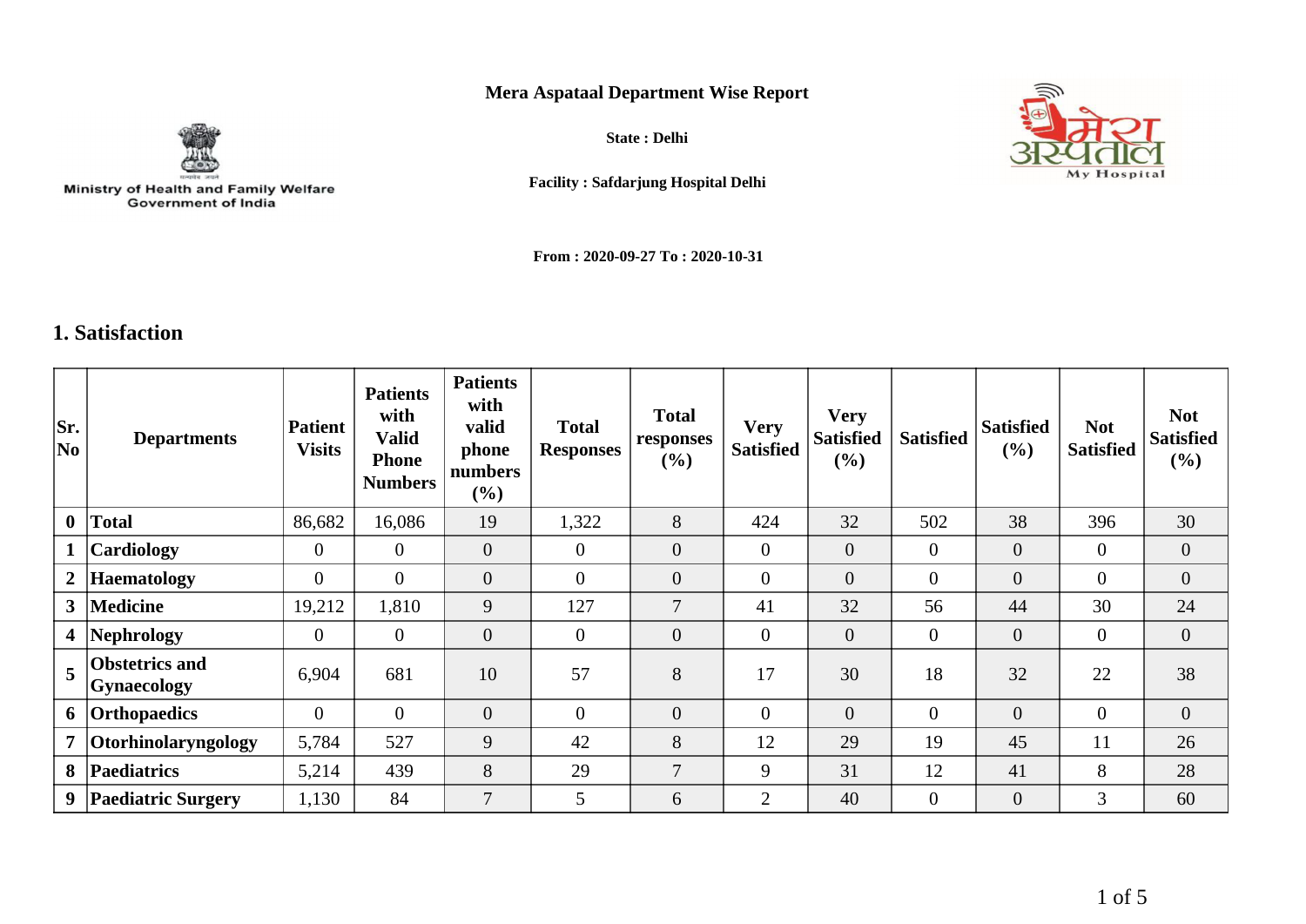Ministry of Health and Family Welfare
Government of India

# Mera Aspataal Department Wise Report

**State : Delhi**

**Facility : Safdarjung Hospital Delhi**

**From : 2020-09-27 To : 2020-10-31**

## 1. Satisfaction

| Sr. No | Departments | Patient Visits | Patients with Valid Phone Numbers | Patients with valid phone numbers (%) | Total Responses | Total responses (%) | Very Satisfied | Very Satisfied (%) | Satisfied | Satisfied (%) | Not Satisfied | Not Satisfied (%) |
|---|---|---|---|---|---|---|---|---|---|---|---|---|
| **0** | **Total** | 86,682 | 16,086 | 19 | 1,322 | 8 | 424 | 32 | 502 | 38 | 396 | 30 |
| **1** | **Cardiology** | 0 | 0 | 0 | 0 | 0 | 0 | 0 | 0 | 0 | 0 | 0 |
| **2** | **Haematology** | 0 | 0 | 0 | 0 | 0 | 0 | 0 | 0 | 0 | 0 | 0 |
| **3** | **Medicine** | 19,212 | 1,810 | 9 | 127 | 7 | 41 | 32 | 56 | 44 | 30 | 24 |
| **4** | **Nephrology** | 0 | 0 | 0 | 0 | 0 | 0 | 0 | 0 | 0 | 0 | 0 |
| **5** | **Obstetrics and Gynaecology** | 6,904 | 681 | 10 | 57 | 8 | 17 | 30 | 18 | 32 | 22 | 38 |
| **6** | **Orthopaedics** | 0 | 0 | 0 | 0 | 0 | 0 | 0 | 0 | 0 | 0 | 0 |
| **7** | **Otorhinolaryngology** | 5,784 | 527 | 9 | 42 | 8 | 12 | 29 | 19 | 45 | 11 | 26 |
| **8** | **Paediatrics** | 5,214 | 439 | 8 | 29 | 7 | 9 | 31 | 12 | 41 | 8 | 28 |
| **9** | **Paediatric Surgery** | 1,130 | 84 | 7 | 5 | 6 | 2 | 40 | 0 | 0 | 3 | 60 |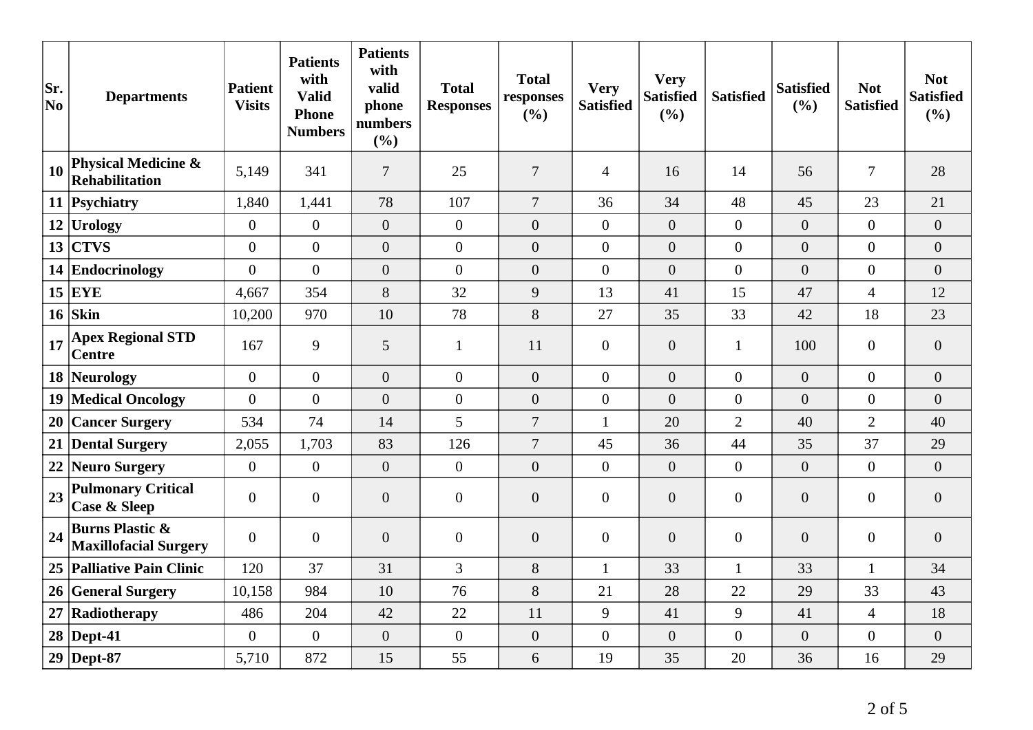| Sr. No | Departments | Patient Visits | Patients with Valid Phone Numbers | Patients with valid phone numbers (%) | Total Responses | Total responses (%) | Very Satisfied | Very Satisfied (%) | Satisfied | Satisfied (%) | Not Satisfied | Not Satisfied (%) |
|---|---|---|---|---|---|---|---|---|---|---|---|---|
| 10 | **Physical Medicine & Rehabilitation** | 5,149 | 341 | 7 | 25 | 7 | 4 | 16 | 14 | 56 | 7 | 28 |
| 11 | **Psychiatry** | 1,840 | 1,441 | 78 | 107 | 7 | 36 | 34 | 48 | 45 | 23 | 21 |
| 12 | **Urology** | 0 | 0 | 0 | 0 | 0 | 0 | 0 | 0 | 0 | 0 | 0 |
| 13 | **CTVS** | 0 | 0 | 0 | 0 | 0 | 0 | 0 | 0 | 0 | 0 | 0 |
| 14 | **Endocrinology** | 0 | 0 | 0 | 0 | 0 | 0 | 0 | 0 | 0 | 0 | 0 |
| 15 | **EYE** | 4,667 | 354 | 8 | 32 | 9 | 13 | 41 | 15 | 47 | 4 | 12 |
| 16 | **Skin** | 10,200 | 970 | 10 | 78 | 8 | 27 | 35 | 33 | 42 | 18 | 23 |
| 17 | **Apex Regional STD Centre** | 167 | 9 | 5 | 1 | 11 | 0 | 0 | 1 | 100 | 0 | 0 |
| 18 | **Neurology** | 0 | 0 | 0 | 0 | 0 | 0 | 0 | 0 | 0 | 0 | 0 |
| 19 | **Medical Oncology** | 0 | 0 | 0 | 0 | 0 | 0 | 0 | 0 | 0 | 0 | 0 |
| 20 | **Cancer Surgery** | 534 | 74 | 14 | 5 | 7 | 1 | 20 | 2 | 40 | 2 | 40 |
| 21 | **Dental Surgery** | 2,055 | 1,703 | 83 | 126 | 7 | 45 | 36 | 44 | 35 | 37 | 29 |
| 22 | **Neuro Surgery** | 0 | 0 | 0 | 0 | 0 | 0 | 0 | 0 | 0 | 0 | 0 |
| 23 | **Pulmonary Critical Case & Sleep** | 0 | 0 | 0 | 0 | 0 | 0 | 0 | 0 | 0 | 0 | 0 |
| 24 | **Burns Plastic & Maxillofacial Surgery** | 0 | 0 | 0 | 0 | 0 | 0 | 0 | 0 | 0 | 0 | 0 |
| 25 | **Palliative Pain Clinic** | 120 | 37 | 31 | 3 | 8 | 1 | 33 | 1 | 33 | 1 | 34 |
| 26 | **General Surgery** | 10,158 | 984 | 10 | 76 | 8 | 21 | 28 | 22 | 29 | 33 | 43 |
| 27 | **Radiotherapy** | 486 | 204 | 42 | 22 | 11 | 9 | 41 | 9 | 41 | 4 | 18 |
| 28 | **Dept-41** | 0 | 0 | 0 | 0 | 0 | 0 | 0 | 0 | 0 | 0 | 0 |
| 29 | **Dept-87** | 5,710 | 872 | 15 | 55 | 6 | 19 | 35 | 20 | 36 | 16 | 29 |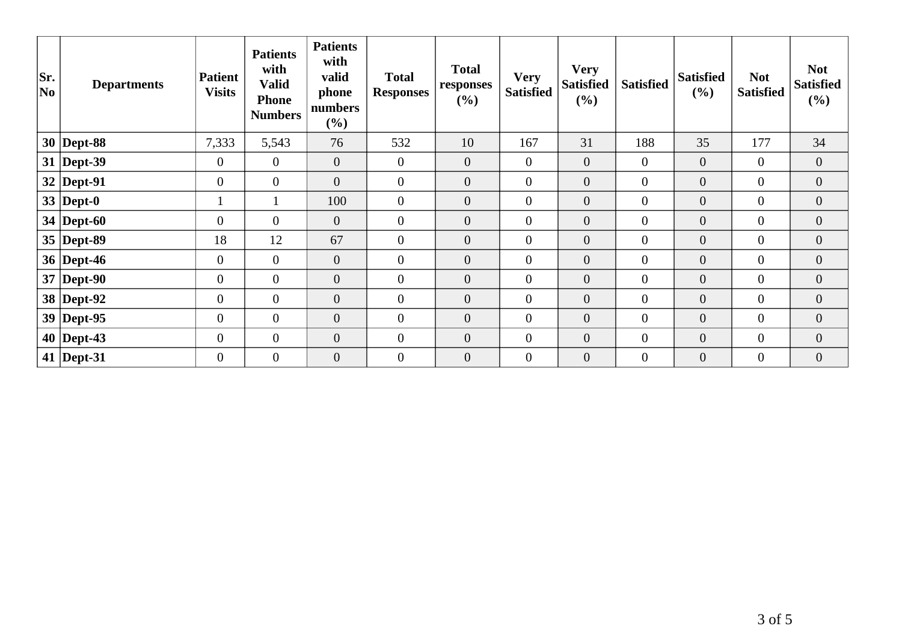| Sr. No | Departments | Patient Visits | Patients with Valid Phone Numbers | Patients with valid phone numbers (%) | Total Responses | Total responses (%) | Very Satisfied | Very Satisfied (%) | Satisfied | Satisfied (%) | Not Satisfied | Not Satisfied (%) |
|---|---|---|---|---|---|---|---|---|---|---|---|---|
| 30 | Dept-88 | 7,333 | 5,543 | 76 | 532 | 10 | 167 | 31 | 188 | 35 | 177 | 34 |
| 31 | Dept-39 | 0 | 0 | 0 | 0 | 0 | 0 | 0 | 0 | 0 | 0 | 0 |
| 32 | Dept-91 | 0 | 0 | 0 | 0 | 0 | 0 | 0 | 0 | 0 | 0 | 0 |
| 33 | Dept-0 | 1 | 1 | 100 | 0 | 0 | 0 | 0 | 0 | 0 | 0 | 0 |
| 34 | Dept-60 | 0 | 0 | 0 | 0 | 0 | 0 | 0 | 0 | 0 | 0 | 0 |
| 35 | Dept-89 | 18 | 12 | 67 | 0 | 0 | 0 | 0 | 0 | 0 | 0 | 0 |
| 36 | Dept-46 | 0 | 0 | 0 | 0 | 0 | 0 | 0 | 0 | 0 | 0 | 0 |
| 37 | Dept-90 | 0 | 0 | 0 | 0 | 0 | 0 | 0 | 0 | 0 | 0 | 0 |
| 38 | Dept-92 | 0 | 0 | 0 | 0 | 0 | 0 | 0 | 0 | 0 | 0 | 0 |
| 39 | Dept-95 | 0 | 0 | 0 | 0 | 0 | 0 | 0 | 0 | 0 | 0 | 0 |
| 40 | Dept-43 | 0 | 0 | 0 | 0 | 0 | 0 | 0 | 0 | 0 | 0 | 0 |
| 41 | Dept-31 | 0 | 0 | 0 | 0 | 0 | 0 | 0 | 0 | 0 | 0 | 0 |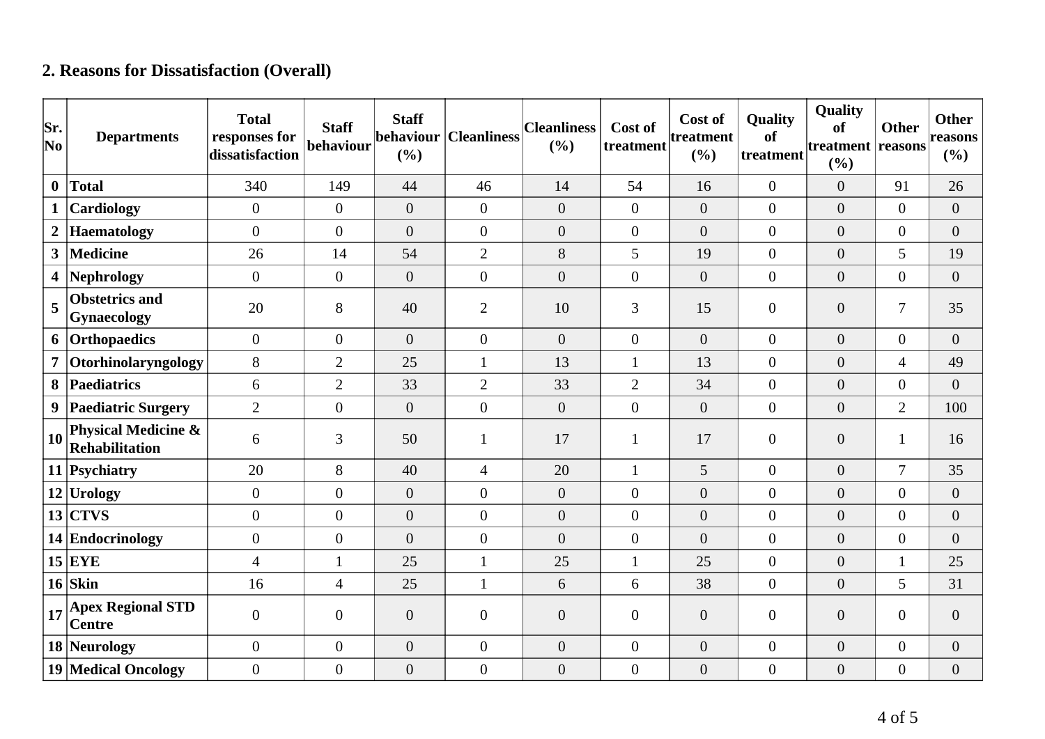## 2. Reasons for Dissatisfaction (Overall)

| Sr. No | Departments | Total responses for dissatisfaction | Staff behaviour | Staff behaviour (%) | Cleanliness | Cleanliness (%) | Cost of treatment | Cost of treatment (%) | Quality of treatment | Quality of treatment (%) | Other reasons | Other reasons (%) |
|---|---|---|---|---|---|---|---|---|---|---|---|---|
| 0 | **Total** | 340 | 149 | 44 | 46 | 14 | 54 | 16 | 0 | 0 | 91 | 26 |
| 1 | **Cardiology** | 0 | 0 | 0 | 0 | 0 | 0 | 0 | 0 | 0 | 0 | 0 |
| 2 | **Haematology** | 0 | 0 | 0 | 0 | 0 | 0 | 0 | 0 | 0 | 0 | 0 |
| 3 | **Medicine** | 26 | 14 | 54 | 2 | 8 | 5 | 19 | 0 | 0 | 5 | 19 |
| 4 | **Nephrology** | 0 | 0 | 0 | 0 | 0 | 0 | 0 | 0 | 0 | 0 | 0 |
| 5 | **Obstetrics and Gynaecology** | 20 | 8 | 40 | 2 | 10 | 3 | 15 | 0 | 0 | 7 | 35 |
| 6 | **Orthopaedics** | 0 | 0 | 0 | 0 | 0 | 0 | 0 | 0 | 0 | 0 | 0 |
| 7 | **Otorhinolaryngology** | 8 | 2 | 25 | 1 | 13 | 1 | 13 | 0 | 0 | 4 | 49 |
| 8 | **Paediatrics** | 6 | 2 | 33 | 2 | 33 | 2 | 34 | 0 | 0 | 0 | 0 |
| 9 | **Paediatric Surgery** | 2 | 0 | 0 | 0 | 0 | 0 | 0 | 0 | 0 | 2 | 100 |
| 10 | **Physical Medicine & Rehabilitation** | 6 | 3 | 50 | 1 | 17 | 1 | 17 | 0 | 0 | 1 | 16 |
| 11 | **Psychiatry** | 20 | 8 | 40 | 4 | 20 | 1 | 5 | 0 | 0 | 7 | 35 |
| 12 | **Urology** | 0 | 0 | 0 | 0 | 0 | 0 | 0 | 0 | 0 | 0 | 0 |
| 13 | **CTVS** | 0 | 0 | 0 | 0 | 0 | 0 | 0 | 0 | 0 | 0 | 0 |
| 14 | **Endocrinology** | 0 | 0 | 0 | 0 | 0 | 0 | 0 | 0 | 0 | 0 | 0 |
| 15 | **EYE** | 4 | 1 | 25 | 1 | 25 | 1 | 25 | 0 | 0 | 1 | 25 |
| 16 | **Skin** | 16 | 4 | 25 | 1 | 6 | 6 | 38 | 0 | 0 | 5 | 31 |
| 17 | **Apex Regional STD Centre** | 0 | 0 | 0 | 0 | 0 | 0 | 0 | 0 | 0 | 0 | 0 |
| 18 | **Neurology** | 0 | 0 | 0 | 0 | 0 | 0 | 0 | 0 | 0 | 0 | 0 |
| 19 | **Medical Oncology** | 0 | 0 | 0 | 0 | 0 | 0 | 0 | 0 | 0 | 0 | 0 |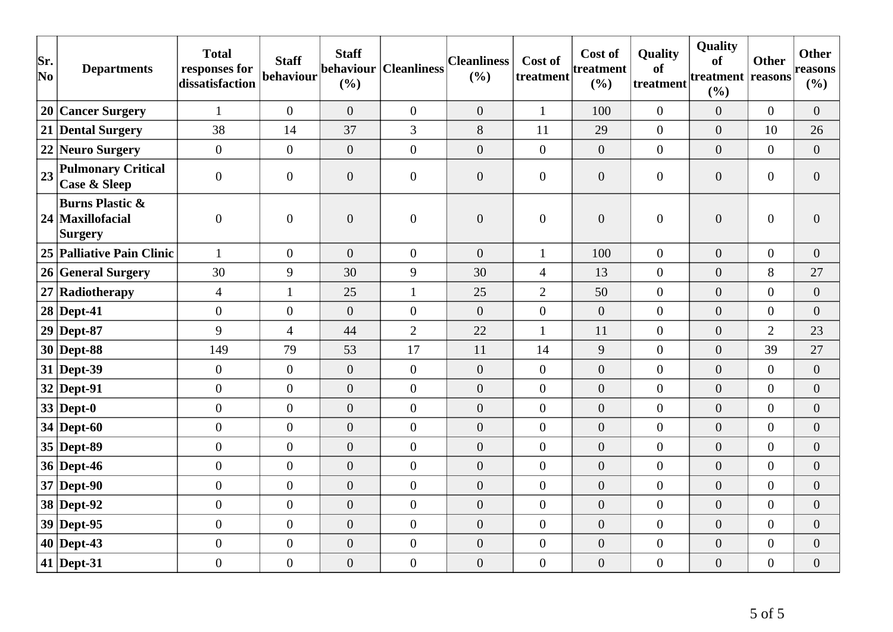| Sr. No | Departments | Total responses for dissatisfaction | Staff behaviour | Staff behaviour (%) | Cleanliness | Cleanliness (%) | Cost of treatment | Cost of treatment (%) | Quality of treatment | Quality of treatment (%) | Other reasons | Other reasons (%) |
|---|---|---|---|---|---|---|---|---|---|---|---|---|
| 20 | Cancer Surgery | 1 | 0 | 0 | 0 | 0 | 1 | 100 | 0 | 0 | 0 | 0 |
| 21 | Dental Surgery | 38 | 14 | 37 | 3 | 8 | 11 | 29 | 0 | 0 | 10 | 26 |
| 22 | Neuro Surgery | 0 | 0 | 0 | 0 | 0 | 0 | 0 | 0 | 0 | 0 | 0 |
| 23 | Pulmonary Critical Case & Sleep | 0 | 0 | 0 | 0 | 0 | 0 | 0 | 0 | 0 | 0 | 0 |
| 24 | Burns Plastic & Maxillofacial Surgery | 0 | 0 | 0 | 0 | 0 | 0 | 0 | 0 | 0 | 0 | 0 |
| 25 | Palliative Pain Clinic | 1 | 0 | 0 | 0 | 0 | 1 | 100 | 0 | 0 | 0 | 0 |
| 26 | General Surgery | 30 | 9 | 30 | 9 | 30 | 4 | 13 | 0 | 0 | 8 | 27 |
| 27 | Radiotherapy | 4 | 1 | 25 | 1 | 25 | 2 | 50 | 0 | 0 | 0 | 0 |
| 28 | Dept-41 | 0 | 0 | 0 | 0 | 0 | 0 | 0 | 0 | 0 | 0 | 0 |
| 29 | Dept-87 | 9 | 4 | 44 | 2 | 22 | 1 | 11 | 0 | 0 | 2 | 23 |
| 30 | Dept-88 | 149 | 79 | 53 | 17 | 11 | 14 | 9 | 0 | 0 | 39 | 27 |
| 31 | Dept-39 | 0 | 0 | 0 | 0 | 0 | 0 | 0 | 0 | 0 | 0 | 0 |
| 32 | Dept-91 | 0 | 0 | 0 | 0 | 0 | 0 | 0 | 0 | 0 | 0 | 0 |
| 33 | Dept-0 | 0 | 0 | 0 | 0 | 0 | 0 | 0 | 0 | 0 | 0 | 0 |
| 34 | Dept-60 | 0 | 0 | 0 | 0 | 0 | 0 | 0 | 0 | 0 | 0 | 0 |
| 35 | Dept-89 | 0 | 0 | 0 | 0 | 0 | 0 | 0 | 0 | 0 | 0 | 0 |
| 36 | Dept-46 | 0 | 0 | 0 | 0 | 0 | 0 | 0 | 0 | 0 | 0 | 0 |
| 37 | Dept-90 | 0 | 0 | 0 | 0 | 0 | 0 | 0 | 0 | 0 | 0 | 0 |
| 38 | Dept-92 | 0 | 0 | 0 | 0 | 0 | 0 | 0 | 0 | 0 | 0 | 0 |
| 39 | Dept-95 | 0 | 0 | 0 | 0 | 0 | 0 | 0 | 0 | 0 | 0 | 0 |
| 40 | Dept-43 | 0 | 0 | 0 | 0 | 0 | 0 | 0 | 0 | 0 | 0 | 0 |
| 41 | Dept-31 | 0 | 0 | 0 | 0 | 0 | 0 | 0 | 0 | 0 | 0 | 0 |